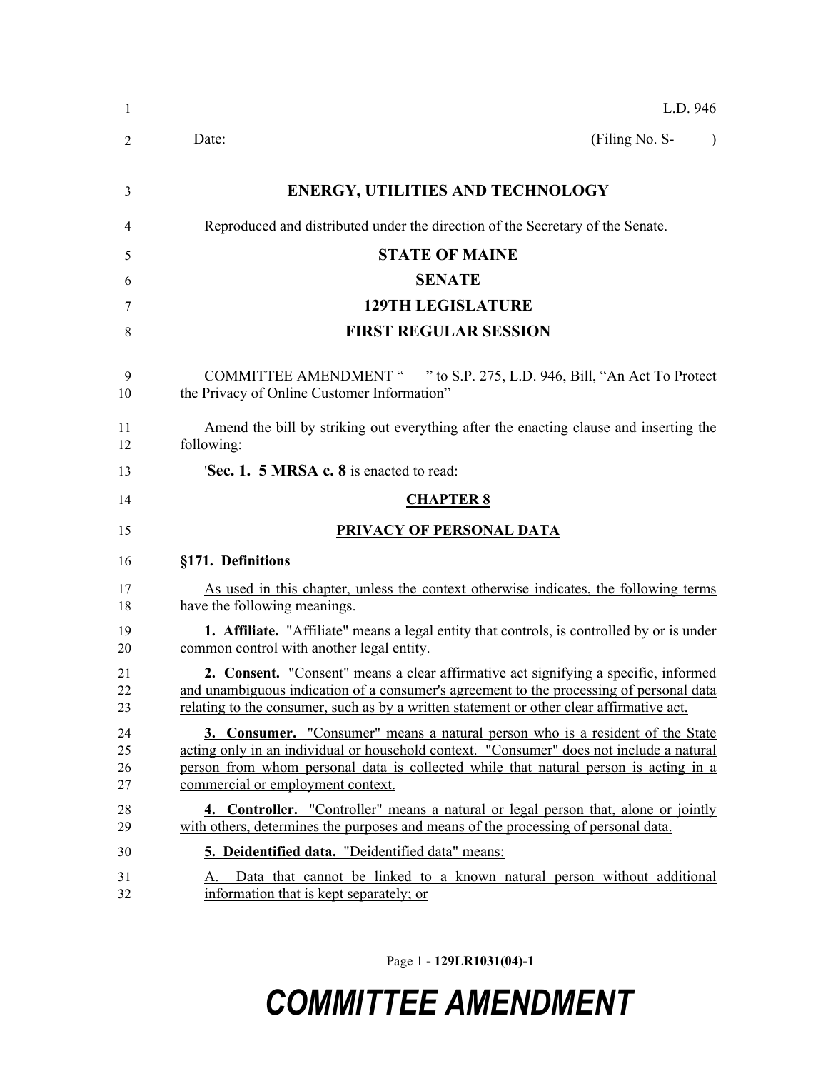L.D. 946

Date: (Filing No. S- )

# ENERGY, UTILITIES AND TECHNOLOGY

Reproduced and distributed under the direction of the Secretary of the Senate.

## STATE OF MAINE

## SENATE

## 129TH LEGISLATURE

## FIRST REGULAR SESSION

COMMITTEE AMENDMENT " " to S.P. 275, L.D. 946, Bill, "An Act To Protect the Privacy of Online Customer Information"

Amend the bill by striking out everything after the enacting clause and inserting the following:

'**Sec. 1. 5 MRSA c. 8** is enacted to read:

**CHAPTER 8**

**PRIVACY OF PERSONAL DATA**

**§171. Definitions**

As used in this chapter, unless the context otherwise indicates, the following terms have the following meanings.

**1. Affiliate.** "Affiliate" means a legal entity that controls, is controlled by or is under common control with another legal entity.

**2. Consent.** "Consent" means a clear affirmative act signifying a specific, informed and unambiguous indication of a consumer's agreement to the processing of personal data relating to the consumer, such as by a written statement or other clear affirmative act.

**3. Consumer.** "Consumer" means a natural person who is a resident of the State acting only in an individual or household context. "Consumer" does not include a natural person from whom personal data is collected while that natural person is acting in a commercial or employment context.

**4. Controller.** "Controller" means a natural or legal person that, alone or jointly with others, determines the purposes and means of the processing of personal data.

**5. Deidentified data.** "Deidentified data" means:

A. Data that cannot be linked to a known natural person without additional information that is kept separately; or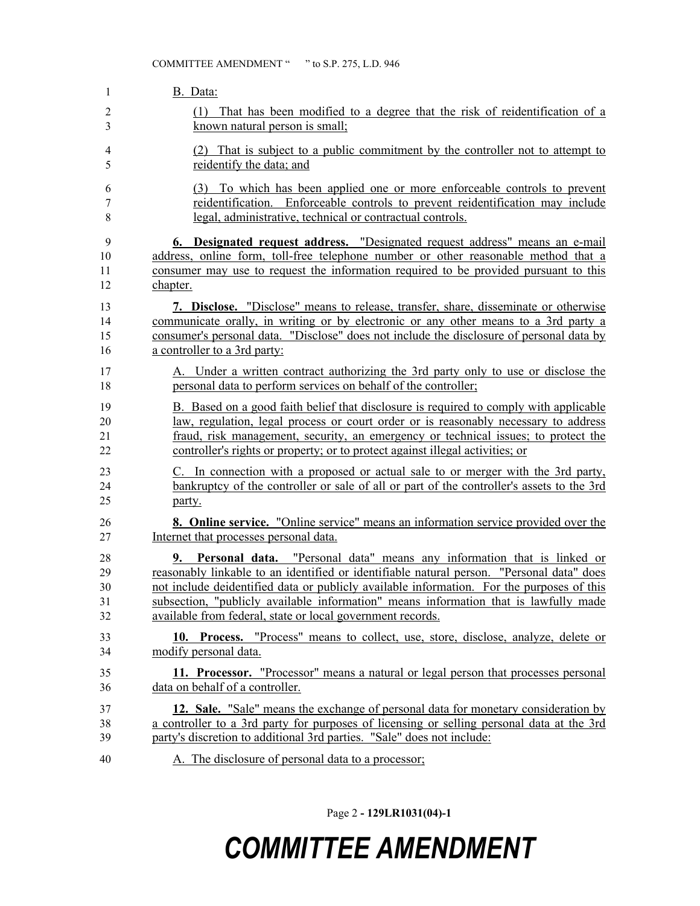B. Data:

(1) That has been modified to a degree that the risk of reidentification of a known natural person is small;

(2) That is subject to a public commitment by the controller not to attempt to reidentify the data; and

(3) To which has been applied one or more enforceable controls to prevent reidentification. Enforceable controls to prevent reidentification may include legal, administrative, technical or contractual controls.

**6. Designated request address.** "Designated request address" means an e-mail address, online form, toll-free telephone number or other reasonable method that a consumer may use to request the information required to be provided pursuant to this chapter.

**7. Disclose.** "Disclose" means to release, transfer, share, disseminate or otherwise communicate orally, in writing or by electronic or any other means to a 3rd party a consumer's personal data. "Disclose" does not include the disclosure of personal data by a controller to a 3rd party:

A. Under a written contract authorizing the 3rd party only to use or disclose the personal data to perform services on behalf of the controller;

B. Based on a good faith belief that disclosure is required to comply with applicable law, regulation, legal process or court order or is reasonably necessary to address fraud, risk management, security, an emergency or technical issues; to protect the controller's rights or property; or to protect against illegal activities; or

C. In connection with a proposed or actual sale to or merger with the 3rd party, bankruptcy of the controller or sale of all or part of the controller's assets to the 3rd party.

**8. Online service.** "Online service" means an information service provided over the Internet that processes personal data.

**9. Personal data.** "Personal data" means any information that is linked or reasonably linkable to an identified or identifiable natural person. "Personal data" does not include deidentified data or publicly available information. For the purposes of this subsection, "publicly available information" means information that is lawfully made available from federal, state or local government records.

**10. Process.** "Process" means to collect, use, store, disclose, analyze, delete or modify personal data.

**11. Processor.** "Processor" means a natural or legal person that processes personal data on behalf of a controller.

**12. Sale.** "Sale" means the exchange of personal data for monetary consideration by a controller to a 3rd party for purposes of licensing or selling personal data at the 3rd party's discretion to additional 3rd parties. "Sale" does not include:

A. The disclosure of personal data to a processor;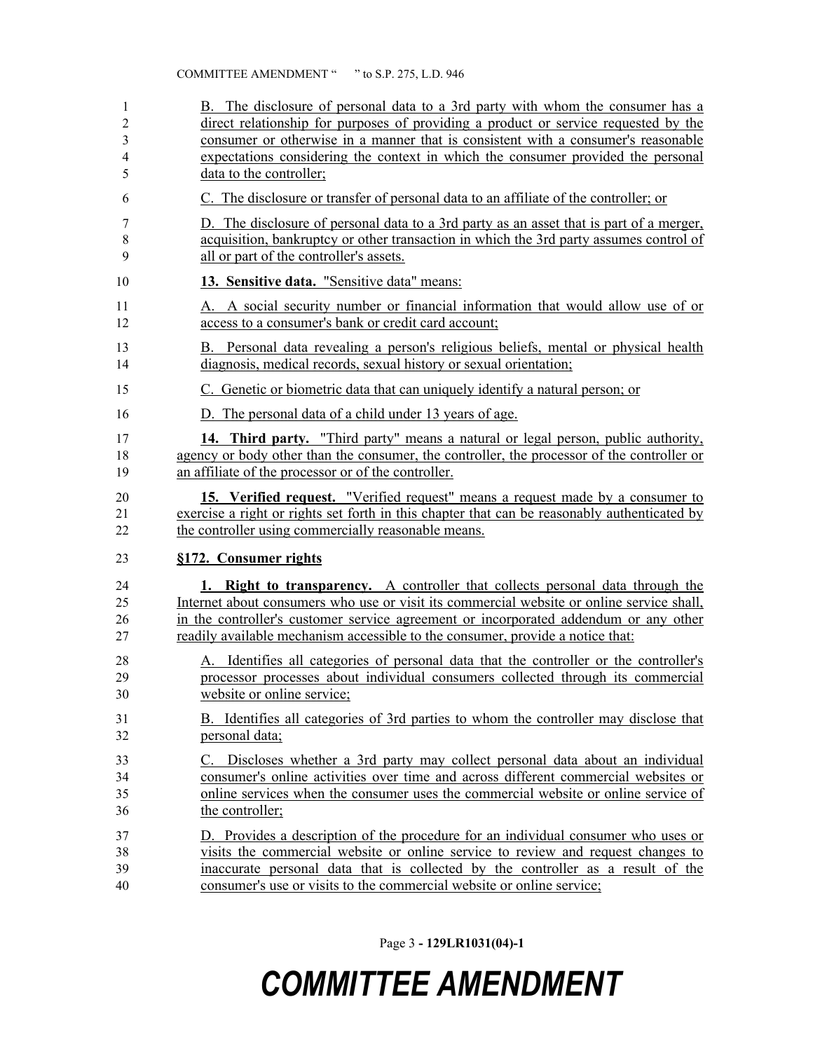B. The disclosure of personal data to a 3rd party with whom the consumer has a direct relationship for purposes of providing a product or service requested by the consumer or otherwise in a manner that is consistent with a consumer's reasonable expectations considering the context in which the consumer provided the personal data to the controller;

C. The disclosure or transfer of personal data to an affiliate of the controller; or

D. The disclosure of personal data to a 3rd party as an asset that is part of a merger, acquisition, bankruptcy or other transaction in which the 3rd party assumes control of all or part of the controller's assets.

**13. Sensitive data.** "Sensitive data" means:

A. A social security number or financial information that would allow use of or access to a consumer's bank or credit card account;

B. Personal data revealing a person's religious beliefs, mental or physical health diagnosis, medical records, sexual history or sexual orientation;

C. Genetic or biometric data that can uniquely identify a natural person; or

D. The personal data of a child under 13 years of age.

**14. Third party.** "Third party" means a natural or legal person, public authority, agency or body other than the consumer, the controller, the processor of the controller or an affiliate of the processor or of the controller.

**15. Verified request.** "Verified request" means a request made by a consumer to exercise a right or rights set forth in this chapter that can be reasonably authenticated by the controller using commercially reasonable means.

**§172. Consumer rights**

**1. Right to transparency.** A controller that collects personal data through the Internet about consumers who use or visit its commercial website or online service shall, in the controller's customer service agreement or incorporated addendum or any other readily available mechanism accessible to the consumer, provide a notice that:

A. Identifies all categories of personal data that the controller or the controller's processor processes about individual consumers collected through its commercial website or online service;

B. Identifies all categories of 3rd parties to whom the controller may disclose that personal data;

C. Discloses whether a 3rd party may collect personal data about an individual consumer's online activities over time and across different commercial websites or online services when the consumer uses the commercial website or online service of the controller;

D. Provides a description of the procedure for an individual consumer who uses or visits the commercial website or online service to review and request changes to inaccurate personal data that is collected by the controller as a result of the consumer's use or visits to the commercial website or online service;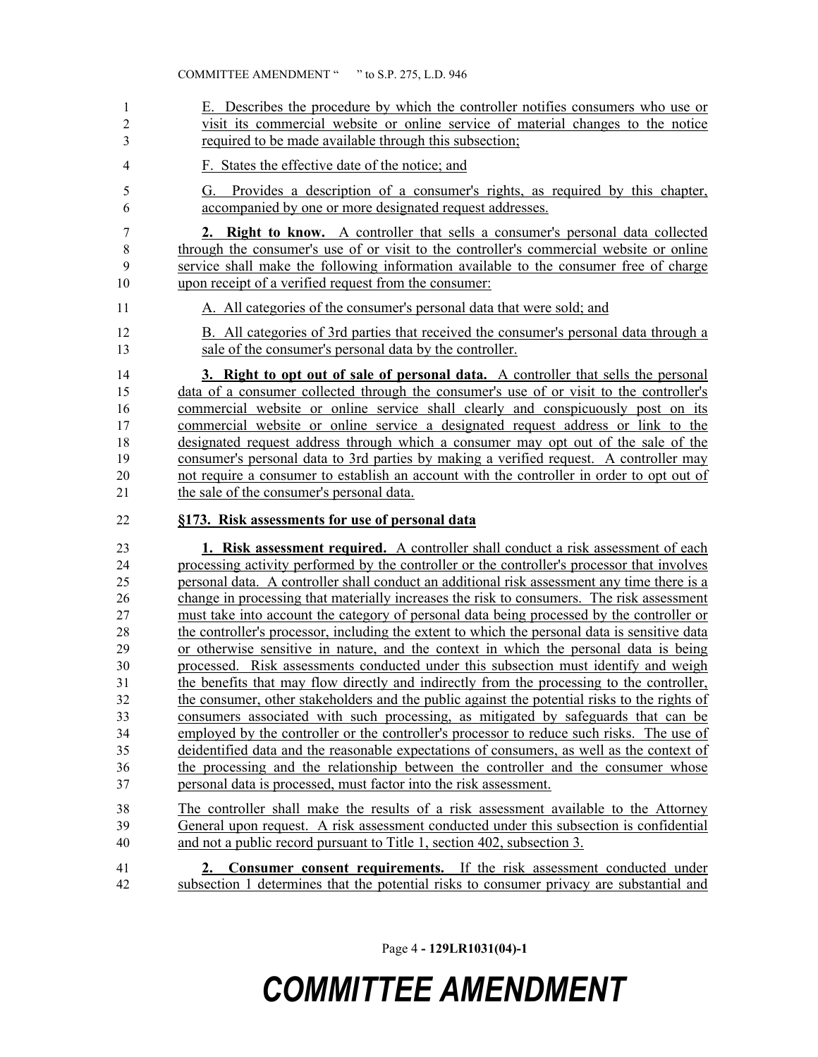E. Describes the procedure by which the controller notifies consumers who use or visit its commercial website or online service of material changes to the notice required to be made available through this subsection;

F. States the effective date of the notice; and

G. Provides a description of a consumer's rights, as required by this chapter, accompanied by one or more designated request addresses.

**2. Right to know.** A controller that sells a consumer's personal data collected through the consumer's use of or visit to the controller's commercial website or online service shall make the following information available to the consumer free of charge upon receipt of a verified request from the consumer:

A. All categories of the consumer's personal data that were sold; and

B. All categories of 3rd parties that received the consumer's personal data through a sale of the consumer's personal data by the controller.

**3. Right to opt out of sale of personal data.** A controller that sells the personal data of a consumer collected through the consumer's use of or visit to the controller's commercial website or online service shall clearly and conspicuously post on its commercial website or online service a designated request address or link to the designated request address through which a consumer may opt out of the sale of the consumer's personal data to 3rd parties by making a verified request. A controller may not require a consumer to establish an account with the controller in order to opt out of the sale of the consumer's personal data.

**§173. Risk assessments for use of personal data**

**1. Risk assessment required.** A controller shall conduct a risk assessment of each processing activity performed by the controller or the controller's processor that involves personal data. A controller shall conduct an additional risk assessment any time there is a change in processing that materially increases the risk to consumers. The risk assessment must take into account the category of personal data being processed by the controller or the controller's processor, including the extent to which the personal data is sensitive data or otherwise sensitive in nature, and the context in which the personal data is being processed. Risk assessments conducted under this subsection must identify and weigh the benefits that may flow directly and indirectly from the processing to the controller, the consumer, other stakeholders and the public against the potential risks to the rights of consumers associated with such processing, as mitigated by safeguards that can be employed by the controller or the controller's processor to reduce such risks. The use of deidentified data and the reasonable expectations of consumers, as well as the context of the processing and the relationship between the controller and the consumer whose personal data is processed, must factor into the risk assessment.

The controller shall make the results of a risk assessment available to the Attorney General upon request. A risk assessment conducted under this subsection is confidential and not a public record pursuant to Title 1, section 402, subsection 3.

**2. Consumer consent requirements.** If the risk assessment conducted under subsection 1 determines that the potential risks to consumer privacy are substantial and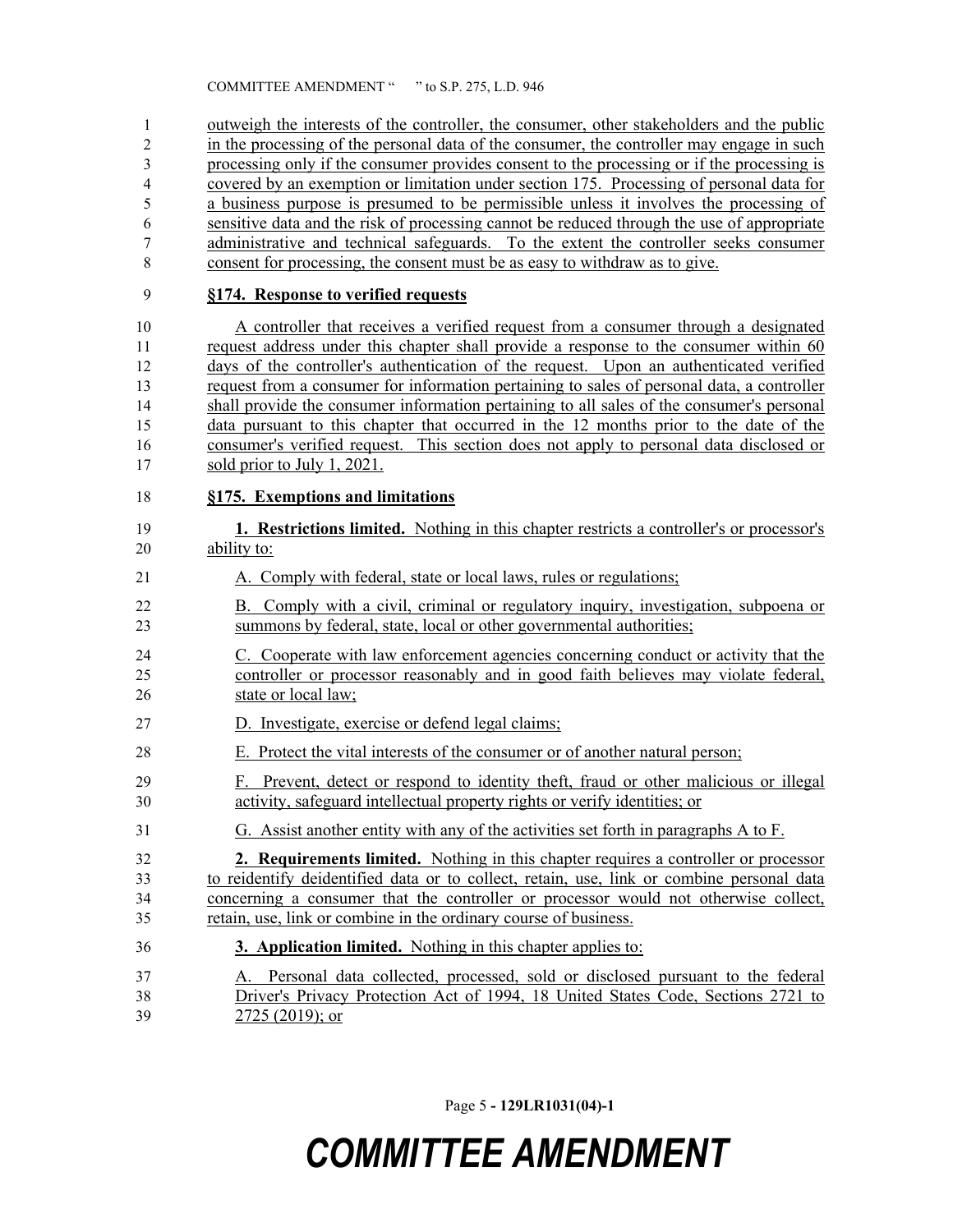outweigh the interests of the controller, the consumer, other stakeholders and the public in the processing of the personal data of the consumer, the controller may engage in such processing only if the consumer provides consent to the processing or if the processing is covered by an exemption or limitation under section 175. Processing of personal data for a business purpose is presumed to be permissible unless it involves the processing of sensitive data and the risk of processing cannot be reduced through the use of appropriate administrative and technical safeguards. To the extent the controller seeks consumer consent for processing, the consent must be as easy to withdraw as to give.

**§174. Response to verified requests**

A controller that receives a verified request from a consumer through a designated request address under this chapter shall provide a response to the consumer within 60 days of the controller's authentication of the request. Upon an authenticated verified request from a consumer for information pertaining to sales of personal data, a controller shall provide the consumer information pertaining to all sales of the consumer's personal data pursuant to this chapter that occurred in the 12 months prior to the date of the consumer's verified request. This section does not apply to personal data disclosed or sold prior to July 1, 2021.

**§175. Exemptions and limitations**

**1. Restrictions limited.** Nothing in this chapter restricts a controller's or processor's ability to:

A. Comply with federal, state or local laws, rules or regulations;

B. Comply with a civil, criminal or regulatory inquiry, investigation, subpoena or summons by federal, state, local or other governmental authorities;

C. Cooperate with law enforcement agencies concerning conduct or activity that the controller or processor reasonably and in good faith believes may violate federal, state or local law;

D. Investigate, exercise or defend legal claims;

E. Protect the vital interests of the consumer or of another natural person;

F. Prevent, detect or respond to identity theft, fraud or other malicious or illegal activity, safeguard intellectual property rights or verify identities; or

G. Assist another entity with any of the activities set forth in paragraphs A to F.

**2. Requirements limited.** Nothing in this chapter requires a controller or processor to reidentify deidentified data or to collect, retain, use, link or combine personal data concerning a consumer that the controller or processor would not otherwise collect, retain, use, link or combine in the ordinary course of business.

**3. Application limited.** Nothing in this chapter applies to:

A. Personal data collected, processed, sold or disclosed pursuant to the federal Driver's Privacy Protection Act of 1994, 18 United States Code, Sections 2721 to 2725 (2019); or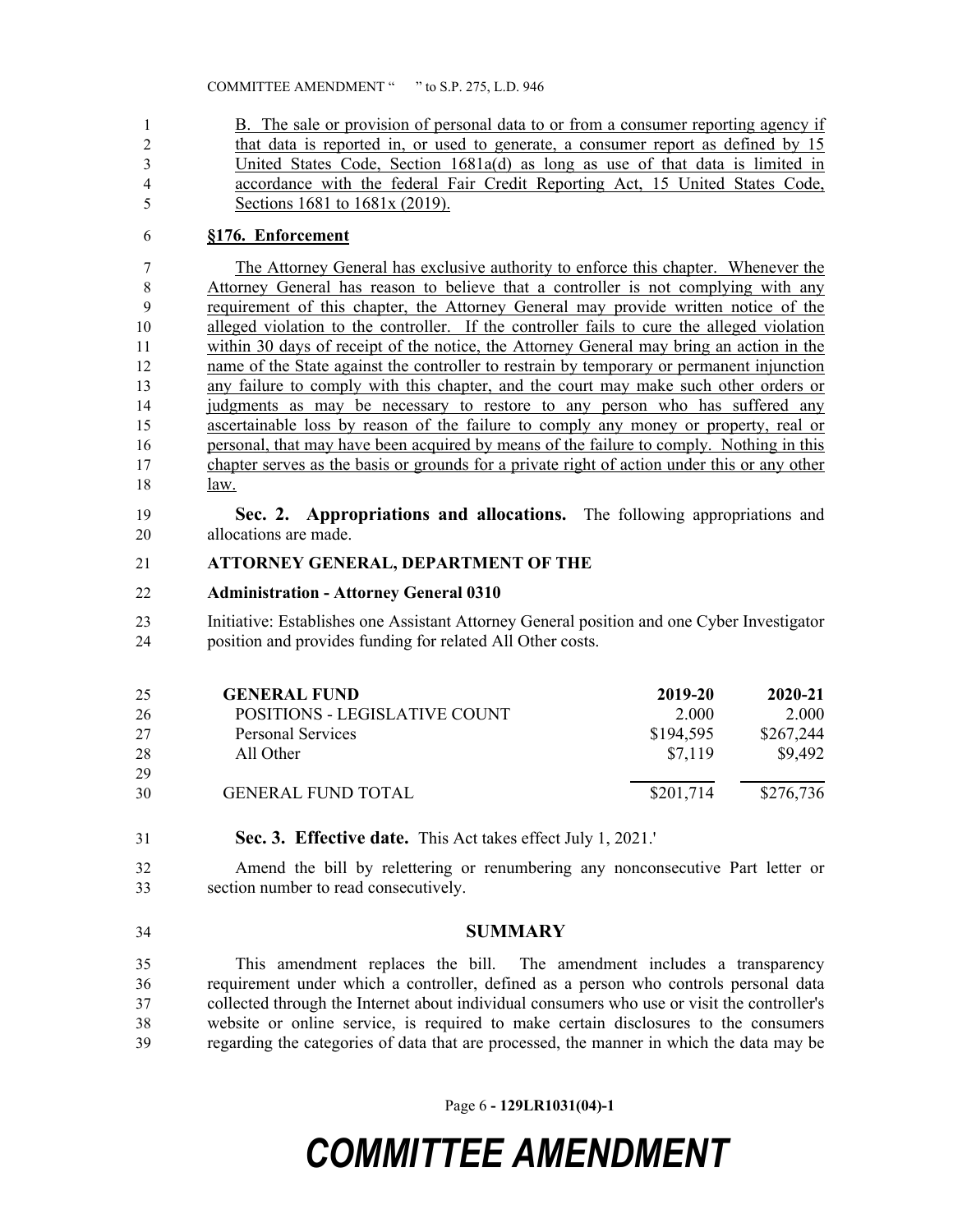B. The sale or provision of personal data to or from a consumer reporting agency if that data is reported in, or used to generate, a consumer report as defined by 15 United States Code, Section 1681a(d) as long as use of that data is limited in accordance with the federal Fair Credit Reporting Act, 15 United States Code, Sections 1681 to 1681x (2019).

**§176. Enforcement**

The Attorney General has exclusive authority to enforce this chapter. Whenever the Attorney General has reason to believe that a controller is not complying with any requirement of this chapter, the Attorney General may provide written notice of the alleged violation to the controller. If the controller fails to cure the alleged violation within 30 days of receipt of the notice, the Attorney General may bring an action in the name of the State against the controller to restrain by temporary or permanent injunction any failure to comply with this chapter, and the court may make such other orders or judgments as may be necessary to restore to any person who has suffered any ascertainable loss by reason of the failure to comply any money or property, real or personal, that may have been acquired by means of the failure to comply. Nothing in this chapter serves as the basis or grounds for a private right of action under this or any other law.

**Sec. 2. Appropriations and allocations.** The following appropriations and allocations are made.

**ATTORNEY GENERAL, DEPARTMENT OF THE**

**Administration - Attorney General 0310**

Initiative: Establishes one Assistant Attorney General position and one Cyber Investigator position and provides funding for related All Other costs.

| **GENERAL FUND** | **2019-20** | **2020-21** |
|---|---|---|
| POSITIONS - LEGISLATIVE COUNT | 2.000 | 2.000 |
| Personal Services | $194,595 | $267,244 |
| All Other | $7,119 | $9,492 |
| GENERAL FUND TOTAL | $201,714 | $276,736 |

**Sec. 3. Effective date.** This Act takes effect July 1, 2021.'

Amend the bill by relettering or renumbering any nonconsecutive Part letter or section number to read consecutively.

## SUMMARY

This amendment replaces the bill. The amendment includes a transparency requirement under which a controller, defined as a person who controls personal data collected through the Internet about individual consumers who use or visit the controller's website or online service, is required to make certain disclosures to the consumers regarding the categories of data that are processed, the manner in which the data may be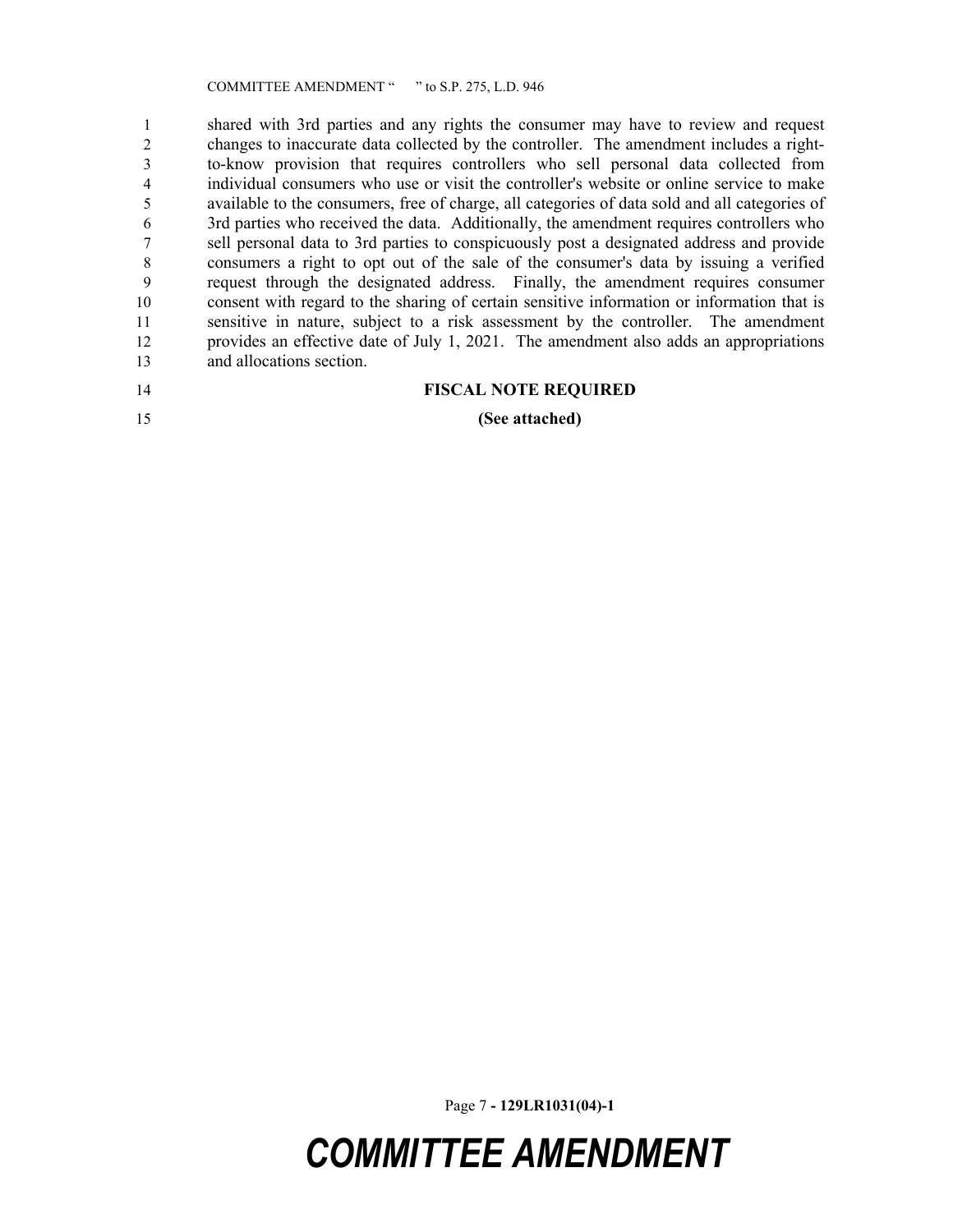shared with 3rd parties and any rights the consumer may have to review and request changes to inaccurate data collected by the controller. The amendment includes a right-to-know provision that requires controllers who sell personal data collected from individual consumers who use or visit the controller's website or online service to make available to the consumers, free of charge, all categories of data sold and all categories of 3rd parties who received the data. Additionally, the amendment requires controllers who sell personal data to 3rd parties to conspicuously post a designated address and provide consumers a right to opt out of the sale of the consumer's data by issuing a verified request through the designated address. Finally, the amendment requires consumer consent with regard to the sharing of certain sensitive information or information that is sensitive in nature, subject to a risk assessment by the controller. The amendment provides an effective date of July 1, 2021. The amendment also adds an appropriations and allocations section.

**FISCAL NOTE REQUIRED**

**(See attached)**